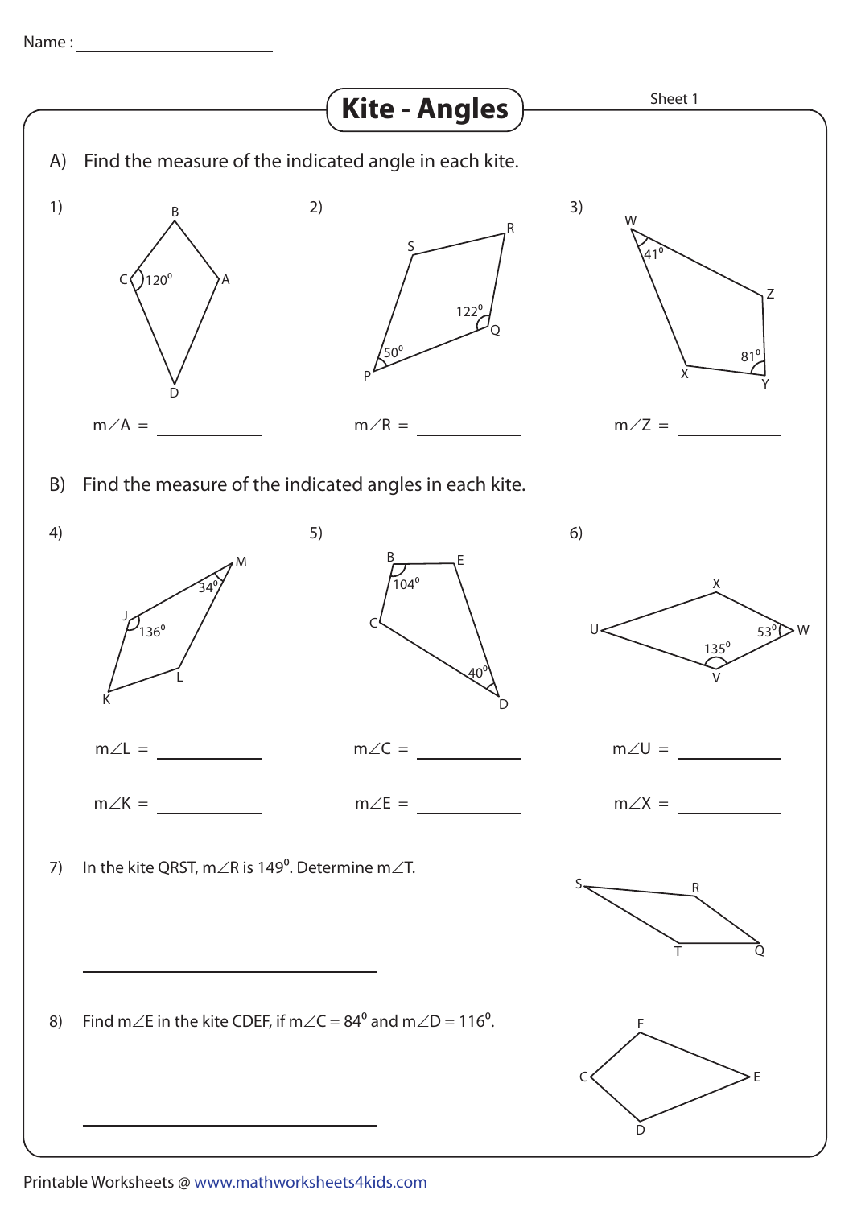Name : ____________________

# Kite - Angles

Sheet 1

A) Find the measure of the indicated angle in each kite.

1) B, C $120^\circ$, A, D

$m\angle A$ = __________

2) S, R, $122^\circ$ Q, $50^\circ$ P

$m\angle R$ = __________

3) W $41^\circ$, Z, X, $81^\circ$ Y

$m\angle Z$ = __________

B) Find the measure of the indicated angles in each kite.

4) M $34^\circ$, J $136^\circ$, L, K

$m\angle L$ = __________

$m\angle K$ = __________

5) B $104^\circ$, E, C, $40^\circ$ D

$m\angle C$ = __________

$m\angle E$ = __________

6) X, U, $53^\circ$ W, $135^\circ$ V

$m\angle U$ = __________

$m\angle X$ = __________

7) In the kite QRST, $m\angle R$ is $149^\circ$. Determine $m\angle T$.

S, R, T, Q

____________________________

8) Find $m\angle E$ in the kite CDEF, if $m\angle C = 84^\circ$ and $m\angle D = 116^\circ$.

F, C, E, D

____________________________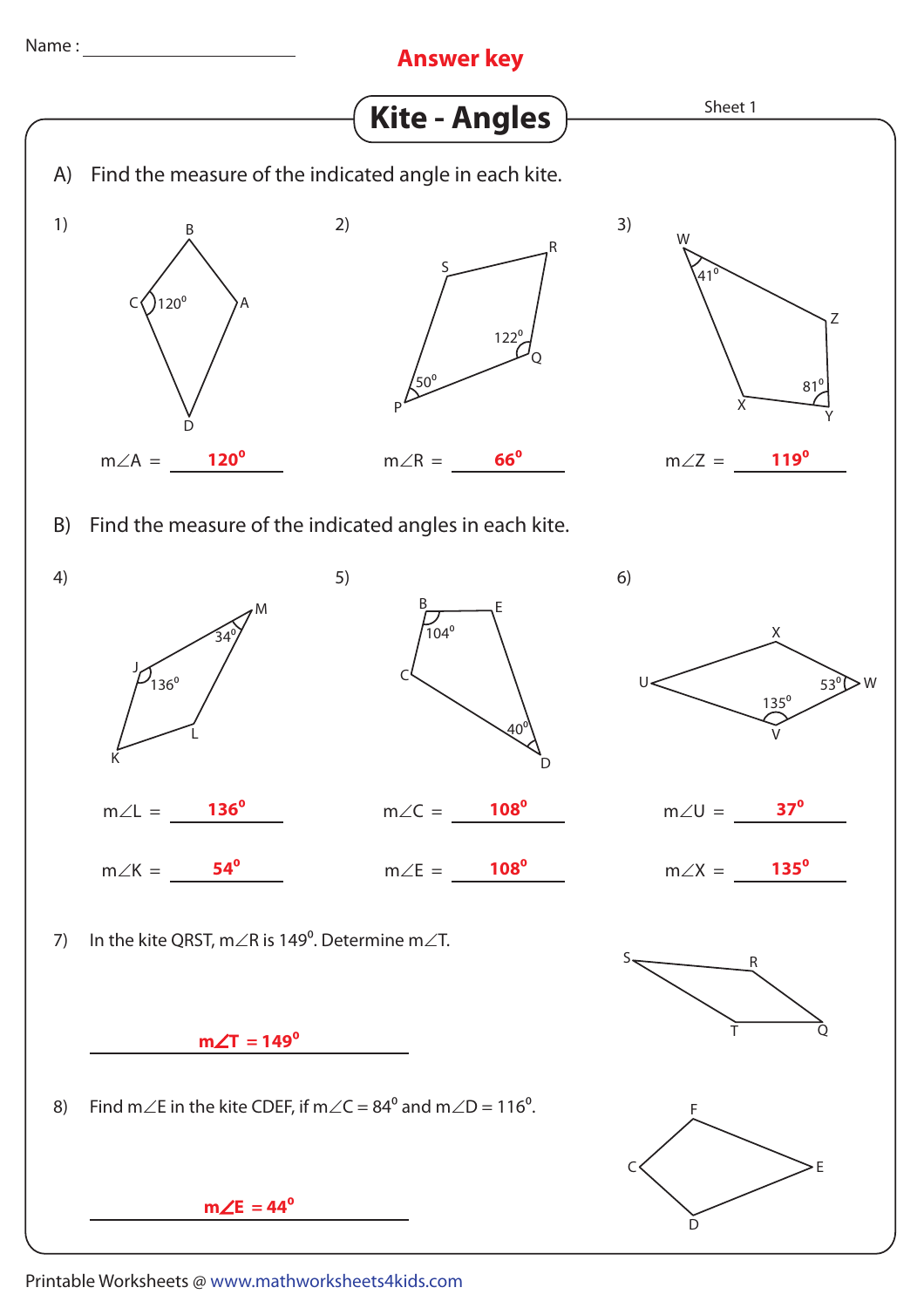Name : ______________________

**Answer key**

# Kite - Angles

Sheet 1

A) Find the measure of the indicated angle in each kite.

1)

B

C $120^\circ$ A

D

$m\angle A$ = **$120^\circ$**

2)

S R

$122^\circ$ Q

$50^\circ$

P

$m\angle R$ = **$66^\circ$**

3)

W

$41^\circ$

Z

$81^\circ$

X Y

$m\angle Z$ = **$119^\circ$**

B) Find the measure of the indicated angles in each kite.

4)

M

$34^\circ$

J

$136^\circ$

L

K

$m\angle L$ = **$136^\circ$**

$m\angle K$ = **$54^\circ$**

5)

B E

$104^\circ$

C

$40^\circ$

D

$m\angle C$ = **$108^\circ$**

$m\angle E$ = **$108^\circ$**

6)

X

U $53^\circ$ W

$135^\circ$

V

$m\angle U$ = **$37^\circ$**

$m\angle X$ = **$135^\circ$**

7) In the kite QRST, $m\angle R$ is $149^\circ$. Determine $m\angle T$.

**$m\angle T = 149^\circ$**

S R

T Q

8) Find $m\angle E$ in the kite CDEF, if $m\angle C = 84^\circ$ and $m\angle D = 116^\circ$.

**$m\angle E = 44^\circ$**

F

C E

D

Printable Worksheets @ www.mathworksheets4kids.com